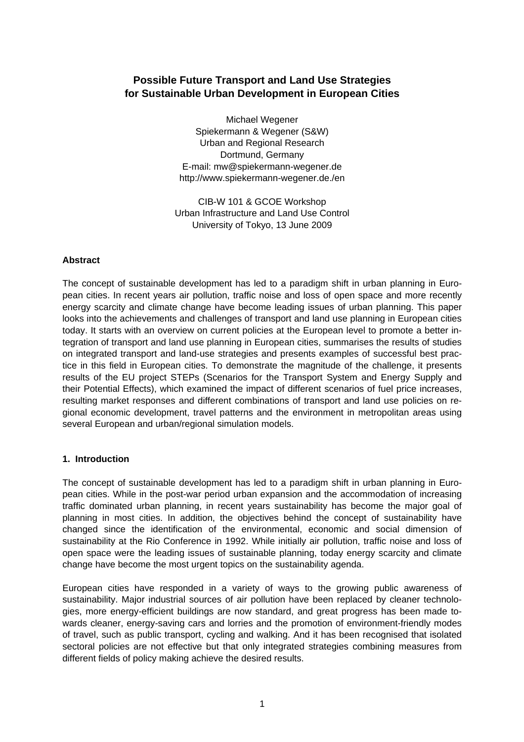# Possible Future Transport and Land Use Strategies for Sustainable Urban Development in European Cities

Michael Wegener
Spiekermann & Wegener (S&W)
Urban and Regional Research
Dortmund, Germany
E-mail: mw@spiekermann-wegener.de
http://www.spiekermann-wegener.de./en

CIB-W 101 & GCOE Workshop
Urban Infrastructure and Land Use Control
University of Tokyo, 13 June 2009

### Abstract

The concept of sustainable development has led to a paradigm shift in urban planning in European cities. In recent years air pollution, traffic noise and loss of open space and more recently energy scarcity and climate change have become leading issues of urban planning. This paper looks into the achievements and challenges of transport and land use planning in European cities today. It starts with an overview on current policies at the European level to promote a better integration of transport and land use planning in European cities, summarises the results of studies on integrated transport and land-use strategies and presents examples of successful best practice in this field in European cities. To demonstrate the magnitude of the challenge, it presents results of the EU project STEPs (Scenarios for the Transport System and Energy Supply and their Potential Effects), which examined the impact of different scenarios of fuel price increases, resulting market responses and different combinations of transport and land use policies on regional economic development, travel patterns and the environment in metropolitan areas using several European and urban/regional simulation models.

## 1. Introduction

The concept of sustainable development has led to a paradigm shift in urban planning in European cities. While in the post-war period urban expansion and the accommodation of increasing traffic dominated urban planning, in recent years sustainability has become the major goal of planning in most cities. In addition, the objectives behind the concept of sustainability have changed since the identification of the environmental, economic and social dimension of sustainability at the Rio Conference in 1992. While initially air pollution, traffic noise and loss of open space were the leading issues of sustainable planning, today energy scarcity and climate change have become the most urgent topics on the sustainability agenda.

European cities have responded in a variety of ways to the growing public awareness of sustainability. Major industrial sources of air pollution have been replaced by cleaner technologies, more energy-efficient buildings are now standard, and great progress has been made towards cleaner, energy-saving cars and lorries and the promotion of environment-friendly modes of travel, such as public transport, cycling and walking. And it has been recognised that isolated sectoral policies are not effective but that only integrated strategies combining measures from different fields of policy making achieve the desired results.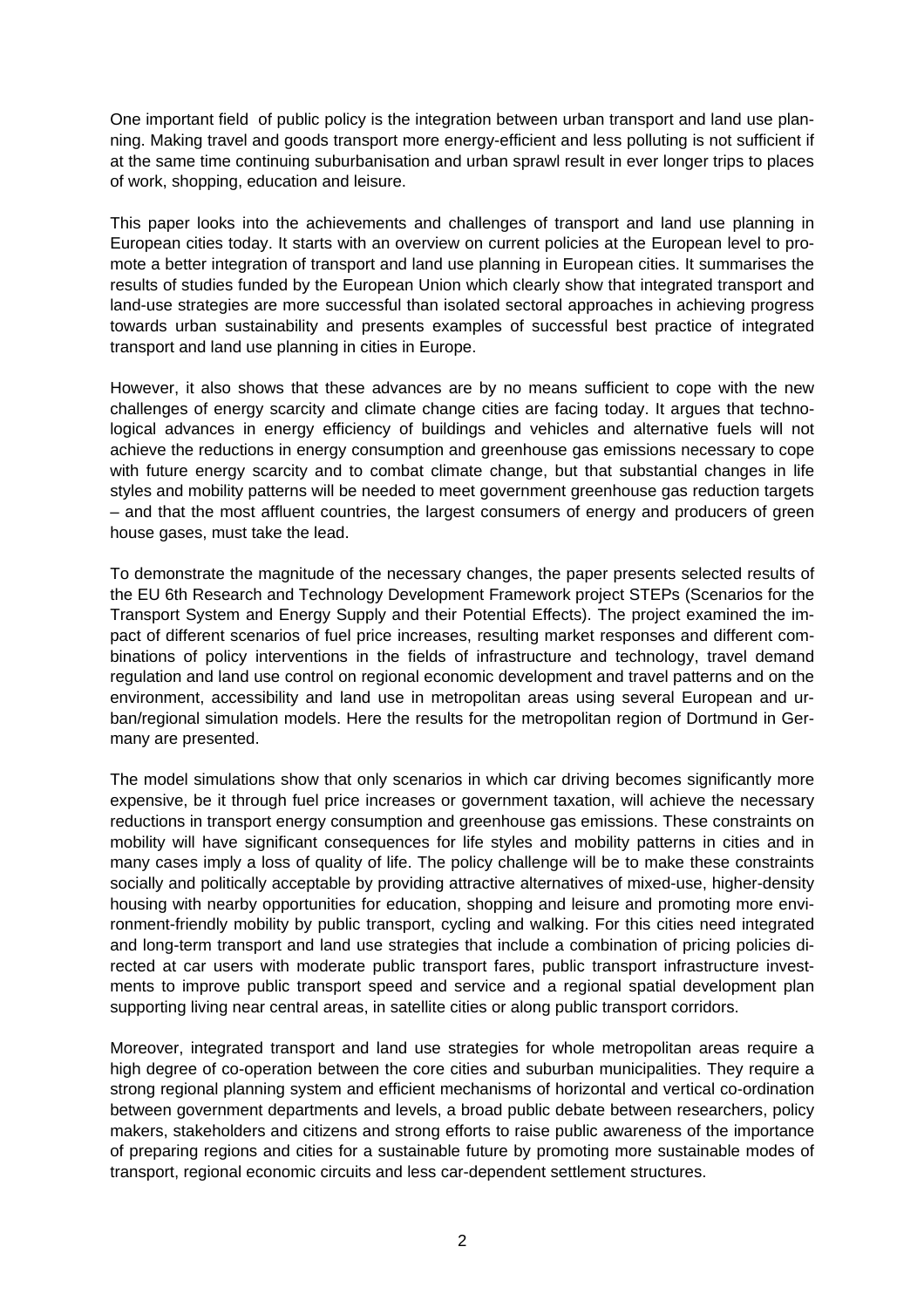One important field of public policy is the integration between urban transport and land use planning. Making travel and goods transport more energy-efficient and less polluting is not sufficient if at the same time continuing suburbanisation and urban sprawl result in ever longer trips to places of work, shopping, education and leisure.

This paper looks into the achievements and challenges of transport and land use planning in European cities today. It starts with an overview on current policies at the European level to promote a better integration of transport and land use planning in European cities. It summarises the results of studies funded by the European Union which clearly show that integrated transport and land-use strategies are more successful than isolated sectoral approaches in achieving progress towards urban sustainability and presents examples of successful best practice of integrated transport and land use planning in cities in Europe.

However, it also shows that these advances are by no means sufficient to cope with the new challenges of energy scarcity and climate change cities are facing today. It argues that technological advances in energy efficiency of buildings and vehicles and alternative fuels will not achieve the reductions in energy consumption and greenhouse gas emissions necessary to cope with future energy scarcity and to combat climate change, but that substantial changes in life styles and mobility patterns will be needed to meet government greenhouse gas reduction targets – and that the most affluent countries, the largest consumers of energy and producers of green house gases, must take the lead.

To demonstrate the magnitude of the necessary changes, the paper presents selected results of the EU 6th Research and Technology Development Framework project STEPs (Scenarios for the Transport System and Energy Supply and their Potential Effects). The project examined the impact of different scenarios of fuel price increases, resulting market responses and different combinations of policy interventions in the fields of infrastructure and technology, travel demand regulation and land use control on regional economic development and travel patterns and on the environment, accessibility and land use in metropolitan areas using several European and urban/regional simulation models. Here the results for the metropolitan region of Dortmund in Germany are presented.

The model simulations show that only scenarios in which car driving becomes significantly more expensive, be it through fuel price increases or government taxation, will achieve the necessary reductions in transport energy consumption and greenhouse gas emissions. These constraints on mobility will have significant consequences for life styles and mobility patterns in cities and in many cases imply a loss of quality of life. The policy challenge will be to make these constraints socially and politically acceptable by providing attractive alternatives of mixed-use, higher-density housing with nearby opportunities for education, shopping and leisure and promoting more environment-friendly mobility by public transport, cycling and walking. For this cities need integrated and long-term transport and land use strategies that include a combination of pricing policies directed at car users with moderate public transport fares, public transport infrastructure investments to improve public transport speed and service and a regional spatial development plan supporting living near central areas, in satellite cities or along public transport corridors.

Moreover, integrated transport and land use strategies for whole metropolitan areas require a high degree of co-operation between the core cities and suburban municipalities. They require a strong regional planning system and efficient mechanisms of horizontal and vertical co-ordination between government departments and levels, a broad public debate between researchers, policy makers, stakeholders and citizens and strong efforts to raise public awareness of the importance of preparing regions and cities for a sustainable future by promoting more sustainable modes of transport, regional economic circuits and less car-dependent settlement structures.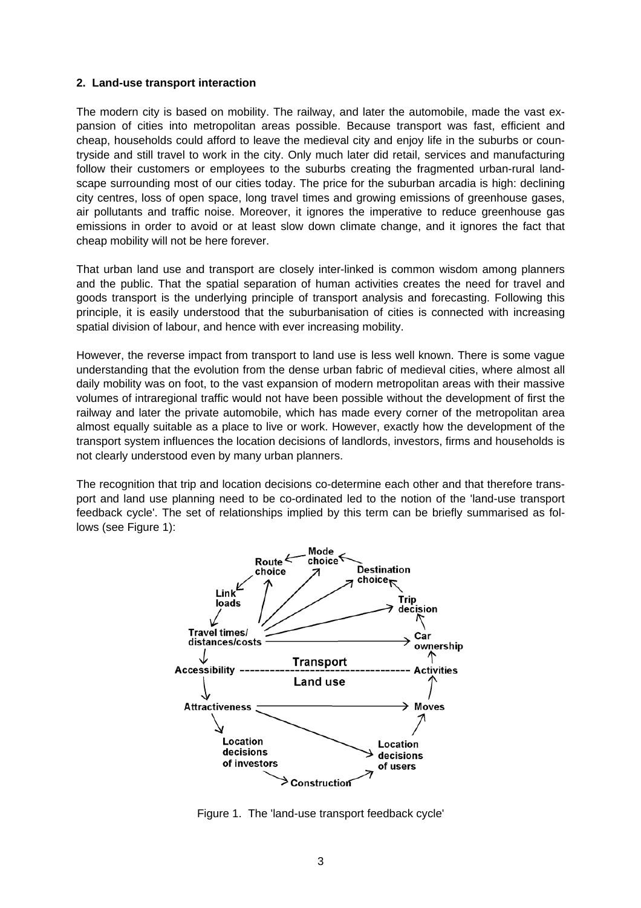## 2. Land-use transport interaction

The modern city is based on mobility. The railway, and later the automobile, made the vast expansion of cities into metropolitan areas possible. Because transport was fast, efficient and cheap, households could afford to leave the medieval city and enjoy life in the suburbs or countryside and still travel to work in the city. Only much later did retail, services and manufacturing follow their customers or employees to the suburbs creating the fragmented urban-rural landscape surrounding most of our cities today. The price for the suburban arcadia is high: declining city centres, loss of open space, long travel times and growing emissions of greenhouse gases, air pollutants and traffic noise. Moreover, it ignores the imperative to reduce greenhouse gas emissions in order to avoid or at least slow down climate change, and it ignores the fact that cheap mobility will not be here forever.

That urban land use and transport are closely inter-linked is common wisdom among planners and the public. That the spatial separation of human activities creates the need for travel and goods transport is the underlying principle of transport analysis and forecasting. Following this principle, it is easily understood that the suburbanisation of cities is connected with increasing spatial division of labour, and hence with ever increasing mobility.

However, the reverse impact from transport to land use is less well known. There is some vague understanding that the evolution from the dense urban fabric of medieval cities, where almost all daily mobility was on foot, to the vast expansion of modern metropolitan areas with their massive volumes of intraregional traffic would not have been possible without the development of first the railway and later the private automobile, which has made every corner of the metropolitan area almost equally suitable as a place to live or work. However, exactly how the development of the transport system influences the location decisions of landlords, investors, firms and households is not clearly understood even by many urban planners.

The recognition that trip and location decisions co-determine each other and that therefore transport and land use planning need to be co-ordinated led to the notion of the 'land-use transport feedback cycle'. The set of relationships implied by this term can be briefly summarised as follows (see Figure 1):

Figure 1. The 'land-use transport feedback cycle'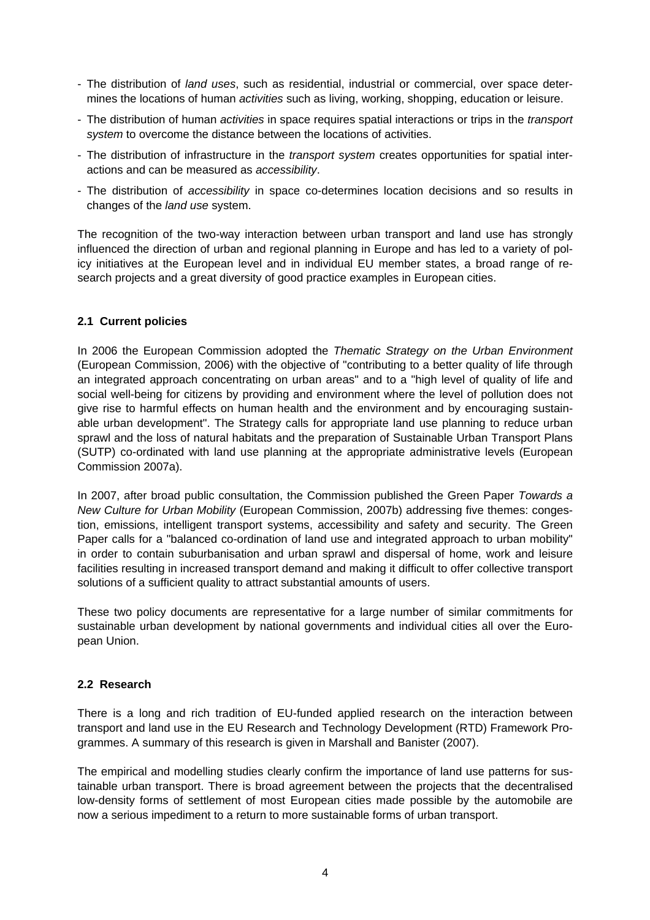- The distribution of *land uses*, such as residential, industrial or commercial, over space determines the locations of human *activities* such as living, working, shopping, education or leisure.
- The distribution of human *activities* in space requires spatial interactions or trips in the *transport system* to overcome the distance between the locations of activities.
- The distribution of infrastructure in the *transport system* creates opportunities for spatial interactions and can be measured as *accessibility*.
- The distribution of *accessibility* in space co-determines location decisions and so results in changes of the *land use* system.

The recognition of the two-way interaction between urban transport and land use has strongly influenced the direction of urban and regional planning in Europe and has led to a variety of policy initiatives at the European level and in individual EU member states, a broad range of research projects and a great diversity of good practice examples in European cities.

## 2.1 Current policies

In 2006 the European Commission adopted the *Thematic Strategy on the Urban Environment* (European Commission, 2006) with the objective of "contributing to a better quality of life through an integrated approach concentrating on urban areas" and to a "high level of quality of life and social well-being for citizens by providing and environment where the level of pollution does not give rise to harmful effects on human health and the environment and by encouraging sustainable urban development". The Strategy calls for appropriate land use planning to reduce urban sprawl and the loss of natural habitats and the preparation of Sustainable Urban Transport Plans (SUTP) co-ordinated with land use planning at the appropriate administrative levels (European Commission 2007a).

In 2007, after broad public consultation, the Commission published the Green Paper *Towards a New Culture for Urban Mobility* (European Commission, 2007b) addressing five themes: congestion, emissions, intelligent transport systems, accessibility and safety and security. The Green Paper calls for a "balanced co-ordination of land use and integrated approach to urban mobility" in order to contain suburbanisation and urban sprawl and dispersal of home, work and leisure facilities resulting in increased transport demand and making it difficult to offer collective transport solutions of a sufficient quality to attract substantial amounts of users.

These two policy documents are representative for a large number of similar commitments for sustainable urban development by national governments and individual cities all over the European Union.

## 2.2 Research

There is a long and rich tradition of EU-funded applied research on the interaction between transport and land use in the EU Research and Technology Development (RTD) Framework Programmes. A summary of this research is given in Marshall and Banister (2007).

The empirical and modelling studies clearly confirm the importance of land use patterns for sustainable urban transport. There is broad agreement between the projects that the decentralised low-density forms of settlement of most European cities made possible by the automobile are now a serious impediment to a return to more sustainable forms of urban transport.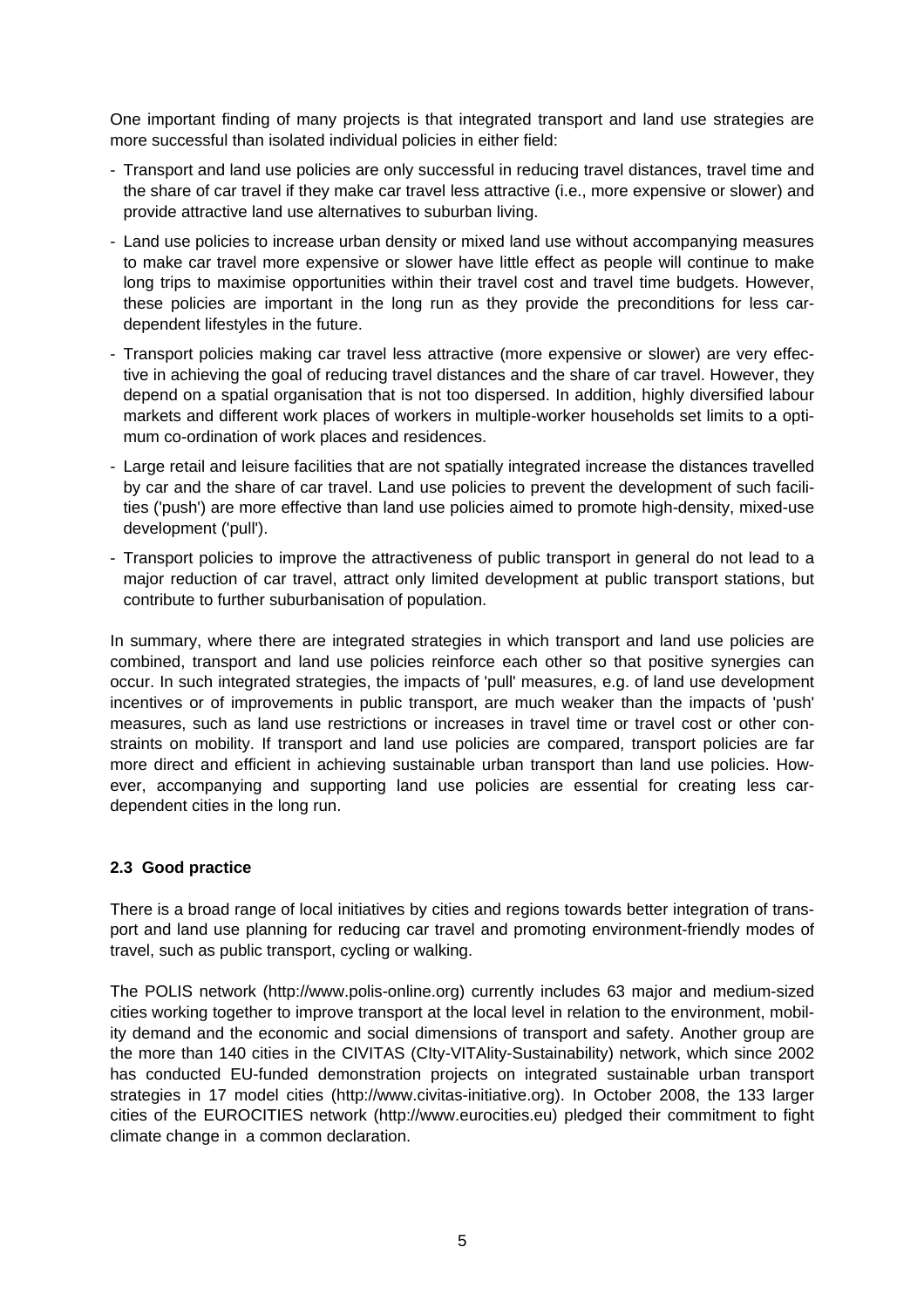One important finding of many projects is that integrated transport and land use strategies are more successful than isolated individual policies in either field:

- Transport and land use policies are only successful in reducing travel distances, travel time and the share of car travel if they make car travel less attractive (i.e., more expensive or slower) and provide attractive land use alternatives to suburban living.
- Land use policies to increase urban density or mixed land use without accompanying measures to make car travel more expensive or slower have little effect as people will continue to make long trips to maximise opportunities within their travel cost and travel time budgets. However, these policies are important in the long run as they provide the preconditions for less car-dependent lifestyles in the future.
- Transport policies making car travel less attractive (more expensive or slower) are very effective in achieving the goal of reducing travel distances and the share of car travel. However, they depend on a spatial organisation that is not too dispersed. In addition, highly diversified labour markets and different work places of workers in multiple-worker households set limits to a optimum co-ordination of work places and residences.
- Large retail and leisure facilities that are not spatially integrated increase the distances travelled by car and the share of car travel. Land use policies to prevent the development of such facilities ('push') are more effective than land use policies aimed to promote high-density, mixed-use development ('pull').
- Transport policies to improve the attractiveness of public transport in general do not lead to a major reduction of car travel, attract only limited development at public transport stations, but contribute to further suburbanisation of population.

In summary, where there are integrated strategies in which transport and land use policies are combined, transport and land use policies reinforce each other so that positive synergies can occur. In such integrated strategies, the impacts of 'pull' measures, e.g. of land use development incentives or of improvements in public transport, are much weaker than the impacts of 'push' measures, such as land use restrictions or increases in travel time or travel cost or other constraints on mobility. If transport and land use policies are compared, transport policies are far more direct and efficient in achieving sustainable urban transport than land use policies. However, accompanying and supporting land use policies are essential for creating less car-dependent cities in the long run.

## 2.3 Good practice

There is a broad range of local initiatives by cities and regions towards better integration of transport and land use planning for reducing car travel and promoting environment-friendly modes of travel, such as public transport, cycling or walking.

The POLIS network (http://www.polis-online.org) currently includes 63 major and medium-sized cities working together to improve transport at the local level in relation to the environment, mobility demand and the economic and social dimensions of transport and safety. Another group are the more than 140 cities in the CIVITAS (CIty-VITAlity-Sustainability) network, which since 2002 has conducted EU-funded demonstration projects on integrated sustainable urban transport strategies in 17 model cities (http://www.civitas-initiative.org). In October 2008, the 133 larger cities of the EUROCITIES network (http://www.eurocities.eu) pledged their commitment to fight climate change in a common declaration.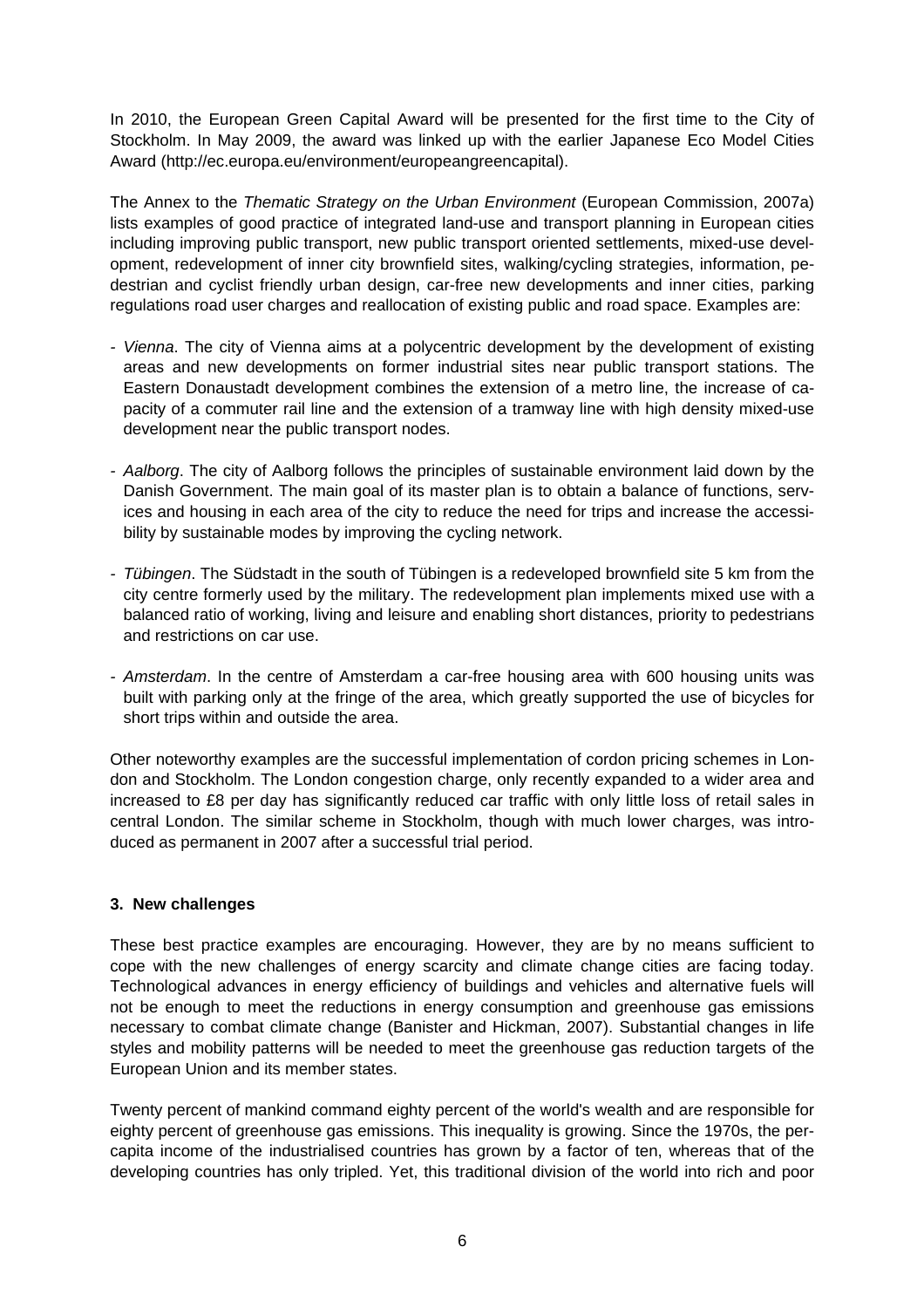In 2010, the European Green Capital Award will be presented for the first time to the City of Stockholm. In May 2009, the award was linked up with the earlier Japanese Eco Model Cities Award (http://ec.europa.eu/environment/europeangreencapital).

The Annex to the *Thematic Strategy on the Urban Environment* (European Commission, 2007a) lists examples of good practice of integrated land-use and transport planning in European cities including improving public transport, new public transport oriented settlements, mixed-use development, redevelopment of inner city brownfield sites, walking/cycling strategies, information, pedestrian and cyclist friendly urban design, car-free new developments and inner cities, parking regulations road user charges and reallocation of existing public and road space. Examples are:

- *Vienna*. The city of Vienna aims at a polycentric development by the development of existing areas and new developments on former industrial sites near public transport stations. The Eastern Donaustadt development combines the extension of a metro line, the increase of capacity of a commuter rail line and the extension of a tramway line with high density mixed-use development near the public transport nodes.
- *Aalborg*. The city of Aalborg follows the principles of sustainable environment laid down by the Danish Government. The main goal of its master plan is to obtain a balance of functions, services and housing in each area of the city to reduce the need for trips and increase the accessibility by sustainable modes by improving the cycling network.
- *Tübingen*. The Südstadt in the south of Tübingen is a redeveloped brownfield site 5 km from the city centre formerly used by the military. The redevelopment plan implements mixed use with a balanced ratio of working, living and leisure and enabling short distances, priority to pedestrians and restrictions on car use.
- *Amsterdam*. In the centre of Amsterdam a car-free housing area with 600 housing units was built with parking only at the fringe of the area, which greatly supported the use of bicycles for short trips within and outside the area.

Other noteworthy examples are the successful implementation of cordon pricing schemes in London and Stockholm. The London congestion charge, only recently expanded to a wider area and increased to £8 per day has significantly reduced car traffic with only little loss of retail sales in central London. The similar scheme in Stockholm, though with much lower charges, was introduced as permanent in 2007 after a successful trial period.

## 3. New challenges

These best practice examples are encouraging. However, they are by no means sufficient to cope with the new challenges of energy scarcity and climate change cities are facing today. Technological advances in energy efficiency of buildings and vehicles and alternative fuels will not be enough to meet the reductions in energy consumption and greenhouse gas emissions necessary to combat climate change (Banister and Hickman, 2007). Substantial changes in life styles and mobility patterns will be needed to meet the greenhouse gas reduction targets of the European Union and its member states.

Twenty percent of mankind command eighty percent of the world's wealth and are responsible for eighty percent of greenhouse gas emissions. This inequality is growing. Since the 1970s, the per-capita income of the industrialised countries has grown by a factor of ten, whereas that of the developing countries has only tripled. Yet, this traditional division of the world into rich and poor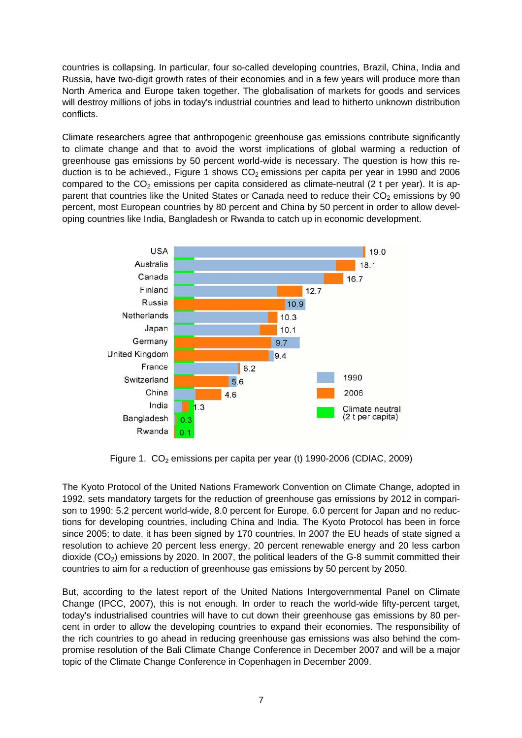countries is collapsing. In particular, four so-called developing countries, Brazil, China, India and Russia, have two-digit growth rates of their economies and in a few years will produce more than North America and Europe taken together. The globalisation of markets for goods and services will destroy millions of jobs in today's industrial countries and lead to hitherto unknown distribution conflicts.

Climate researchers agree that anthropogenic greenhouse gas emissions contribute significantly to climate change and that to avoid the worst implications of global warming a reduction of greenhouse gas emissions by 50 percent world-wide is necessary. The question is how this reduction is to be achieved., Figure 1 shows $CO_2$ emissions per capita per year in 1990 and 2006 compared to the $CO_2$ emissions per capita considered as climate-neutral (2 t per year). It is apparent that countries like the United States or Canada need to reduce their $CO_2$ emissions by 90 percent, most European countries by 80 percent and China by 50 percent in order to allow developing countries like India, Bangladesh or Rwanda to catch up in economic development.

Figure 1. $CO_2$ emissions per capita per year (t) 1990-2006 (CDIAC, 2009)

The Kyoto Protocol of the United Nations Framework Convention on Climate Change, adopted in 1992, sets mandatory targets for the reduction of greenhouse gas emissions by 2012 in comparison to 1990: 5.2 percent world-wide, 8.0 percent for Europe, 6.0 percent for Japan and no reductions for developing countries, including China and India. The Kyoto Protocol has been in force since 2005; to date, it has been signed by 170 countries. In 2007 the EU heads of state signed a resolution to achieve 20 percent less energy, 20 percent renewable energy and 20 less carbon dioxide ($CO_2$) emissions by 2020. In 2007, the political leaders of the G-8 summit committed their countries to aim for a reduction of greenhouse gas emissions by 50 percent by 2050.

But, according to the latest report of the United Nations Intergovernmental Panel on Climate Change (IPCC, 2007), this is not enough. In order to reach the world-wide fifty-percent target, today's industrialised countries will have to cut down their greenhouse gas emissions by 80 percent in order to allow the developing countries to expand their economies. The responsibility of the rich countries to go ahead in reducing greenhouse gas emissions was also behind the compromise resolution of the Bali Climate Change Conference in December 2007 and will be a major topic of the Climate Change Conference in Copenhagen in December 2009.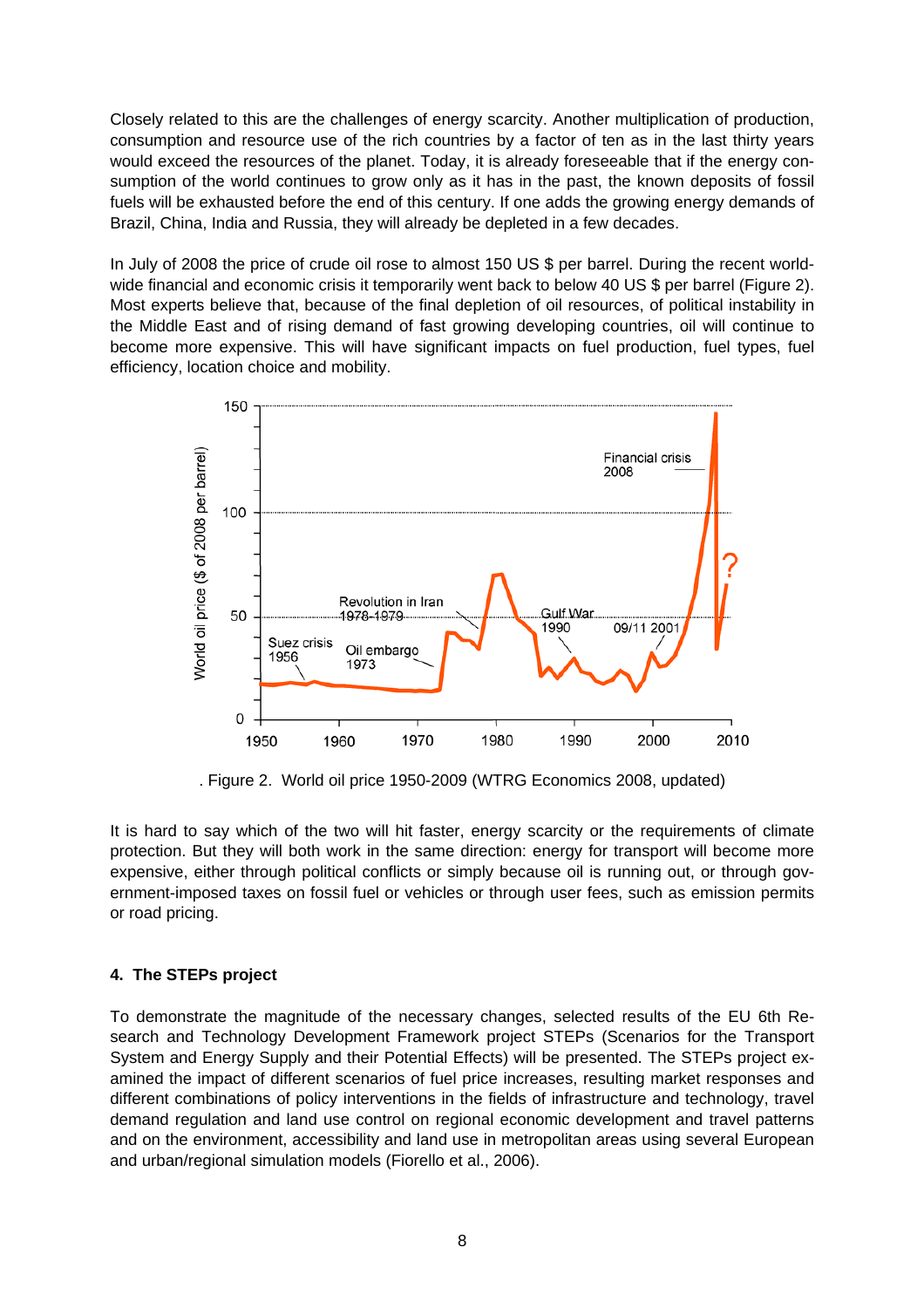Closely related to this are the challenges of energy scarcity. Another multiplication of production, consumption and resource use of the rich countries by a factor of ten as in the last thirty years would exceed the resources of the planet. Today, it is already foreseeable that if the energy consumption of the world continues to grow only as it has in the past, the known deposits of fossil fuels will be exhausted before the end of this century. If one adds the growing energy demands of Brazil, China, India and Russia, they will already be depleted in a few decades.

In July of 2008 the price of crude oil rose to almost 150 US $ per barrel. During the recent worldwide financial and economic crisis it temporarily went back to below 40 US $ per barrel (Figure 2). Most experts believe that, because of the final depletion of oil resources, of political instability in the Middle East and of rising demand of fast growing developing countries, oil will continue to become more expensive. This will have significant impacts on fuel production, fuel types, fuel efficiency, location choice and mobility.

. Figure 2. World oil price 1950-2009 (WTRG Economics 2008, updated)

It is hard to say which of the two will hit faster, energy scarcity or the requirements of climate protection. But they will both work in the same direction: energy for transport will become more expensive, either through political conflicts or simply because oil is running out, or through government-imposed taxes on fossil fuel or vehicles or through user fees, such as emission permits or road pricing.

## 4. The STEPs project

To demonstrate the magnitude of the necessary changes, selected results of the EU 6th Research and Technology Development Framework project STEPs (Scenarios for the Transport System and Energy Supply and their Potential Effects) will be presented. The STEPs project examined the impact of different scenarios of fuel price increases, resulting market responses and different combinations of policy interventions in the fields of infrastructure and technology, travel demand regulation and land use control on regional economic development and travel patterns and on the environment, accessibility and land use in metropolitan areas using several European and urban/regional simulation models (Fiorello et al., 2006).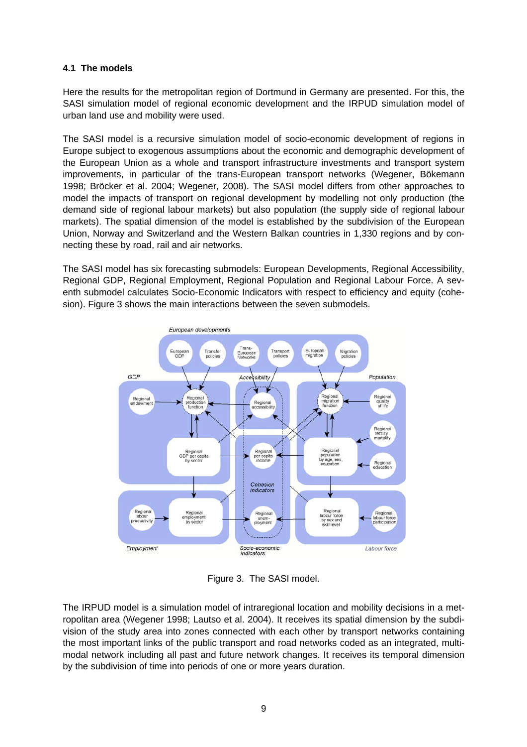### 4.1 The models

Here the results for the metropolitan region of Dortmund in Germany are presented. For this, the SASI simulation model of regional economic development and the IRPUD simulation model of urban land use and mobility were used.

The SASI model is a recursive simulation model of socio-economic development of regions in Europe subject to exogenous assumptions about the economic and demographic development of the European Union as a whole and transport infrastructure investments and transport system improvements, in particular of the trans-European transport networks (Wegener, Bökemann 1998; Bröcker et al. 2004; Wegener, 2008). The SASI model differs from other approaches to model the impacts of transport on regional development by modelling not only production (the demand side of regional labour markets) but also population (the supply side of regional labour markets). The spatial dimension of the model is established by the subdivision of the European Union, Norway and Switzerland and the Western Balkan countries in 1,330 regions and by connecting these by road, rail and air networks.

The SASI model has six forecasting submodels: European Developments, Regional Accessibility, Regional GDP, Regional Employment, Regional Population and Regional Labour Force. A seventh submodel calculates Socio-Economic Indicators with respect to efficiency and equity (cohesion). Figure 3 shows the main interactions between the seven submodels.

Figure 3. The SASI model.

The IRPUD model is a simulation model of intraregional location and mobility decisions in a metropolitan area (Wegener 1998; Lautso et al. 2004). It receives its spatial dimension by the subdivision of the study area into zones connected with each other by transport networks containing the most important links of the public transport and road networks coded as an integrated, multimodal network including all past and future network changes. It receives its temporal dimension by the subdivision of time into periods of one or more years duration.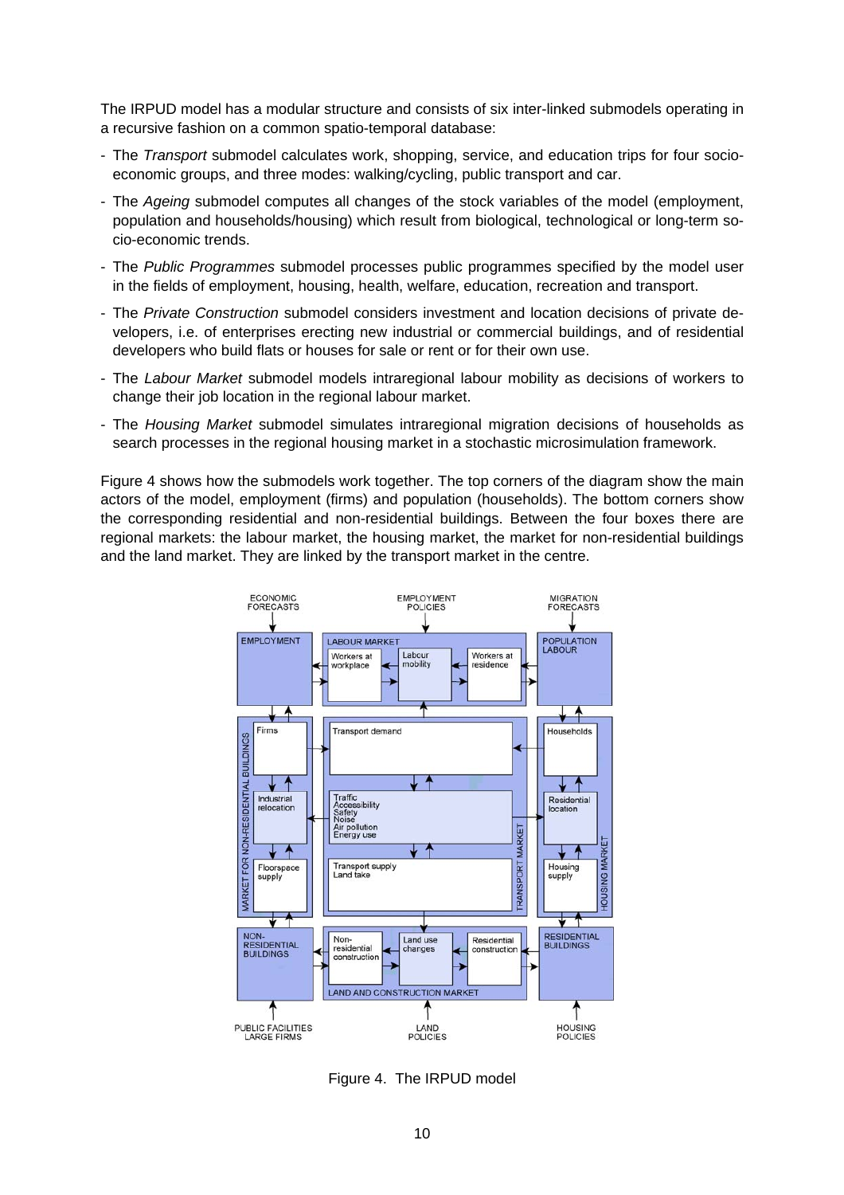The IRPUD model has a modular structure and consists of six inter-linked submodels operating in a recursive fashion on a common spatio-temporal database:

- The *Transport* submodel calculates work, shopping, service, and education trips for four socio-economic groups, and three modes: walking/cycling, public transport and car.
- The *Ageing* submodel computes all changes of the stock variables of the model (employment, population and households/housing) which result from biological, technological or long-term socio-economic trends.
- The *Public Programmes* submodel processes public programmes specified by the model user in the fields of employment, housing, health, welfare, education, recreation and transport.
- The *Private Construction* submodel considers investment and location decisions of private developers, i.e. of enterprises erecting new industrial or commercial buildings, and of residential developers who build flats or houses for sale or rent or for their own use.
- The *Labour Market* submodel models intraregional labour mobility as decisions of workers to change their job location in the regional labour market.
- The *Housing Market* submodel simulates intraregional migration decisions of households as search processes in the regional housing market in a stochastic microsimulation framework.

Figure 4 shows how the submodels work together. The top corners of the diagram show the main actors of the model, employment (firms) and population (households). The bottom corners show the corresponding residential and non-residential buildings. Between the four boxes there are regional markets: the labour market, the housing market, the market for non-residential buildings and the land market. They are linked by the transport market in the centre.

Figure 4. The IRPUD model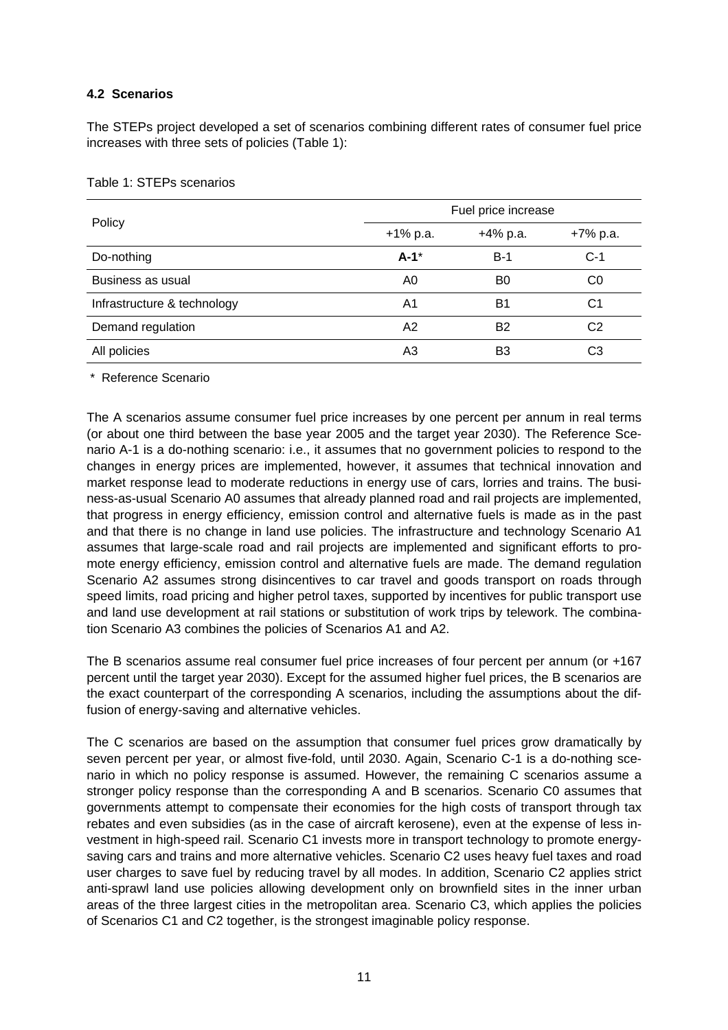### 4.2 Scenarios

The STEPs project developed a set of scenarios combining different rates of consumer fuel price increases with three sets of policies (Table 1):

Table 1: STEPs scenarios

| Policy | Fuel price increase | | |
|---|---|---|---|
| | +1% p.a. | +4% p.a. | +7% p.a. |
| Do-nothing | **A-1*** | B-1 | C-1 |
| Business as usual | A0 | B0 | C0 |
| Infrastructure & technology | A1 | B1 | C1 |
| Demand regulation | A2 | B2 | C2 |
| All policies | A3 | B3 | C3 |

\* Reference Scenario

The A scenarios assume consumer fuel price increases by one percent per annum in real terms (or about one third between the base year 2005 and the target year 2030). The Reference Scenario A-1 is a do-nothing scenario: i.e., it assumes that no government policies to respond to the changes in energy prices are implemented, however, it assumes that technical innovation and market response lead to moderate reductions in energy use of cars, lorries and trains. The business-as-usual Scenario A0 assumes that already planned road and rail projects are implemented, that progress in energy efficiency, emission control and alternative fuels is made as in the past and that there is no change in land use policies. The infrastructure and technology Scenario A1 assumes that large-scale road and rail projects are implemented and significant efforts to promote energy efficiency, emission control and alternative fuels are made. The demand regulation Scenario A2 assumes strong disincentives to car travel and goods transport on roads through speed limits, road pricing and higher petrol taxes, supported by incentives for public transport use and land use development at rail stations or substitution of work trips by telework. The combination Scenario A3 combines the policies of Scenarios A1 and A2.

The B scenarios assume real consumer fuel price increases of four percent per annum (or +167 percent until the target year 2030). Except for the assumed higher fuel prices, the B scenarios are the exact counterpart of the corresponding A scenarios, including the assumptions about the diffusion of energy-saving and alternative vehicles.

The C scenarios are based on the assumption that consumer fuel prices grow dramatically by seven percent per year, or almost five-fold, until 2030. Again, Scenario C-1 is a do-nothing scenario in which no policy response is assumed. However, the remaining C scenarios assume a stronger policy response than the corresponding A and B scenarios. Scenario C0 assumes that governments attempt to compensate their economies for the high costs of transport through tax rebates and even subsidies (as in the case of aircraft kerosene), even at the expense of less investment in high-speed rail. Scenario C1 invests more in transport technology to promote energy-saving cars and trains and more alternative vehicles. Scenario C2 uses heavy fuel taxes and road user charges to save fuel by reducing travel by all modes. In addition, Scenario C2 applies strict anti-sprawl land use policies allowing development only on brownfield sites in the inner urban areas of the three largest cities in the metropolitan area. Scenario C3, which applies the policies of Scenarios C1 and C2 together, is the strongest imaginable policy response.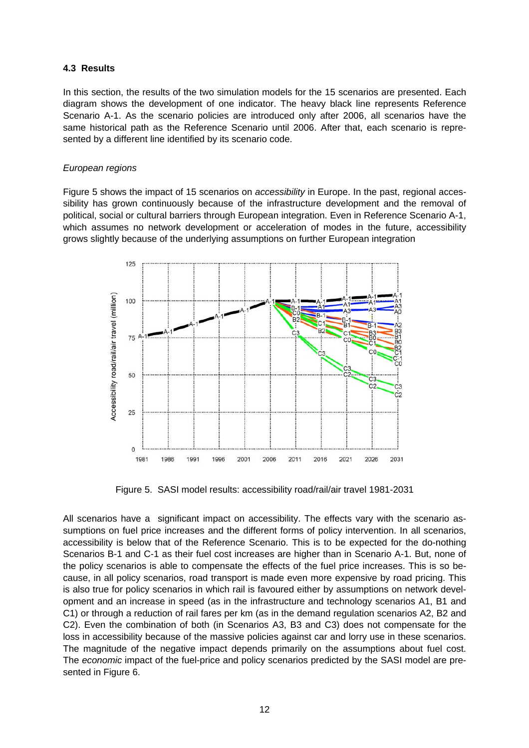### 4.3 Results

In this section, the results of the two simulation models for the 15 scenarios are presented. Each diagram shows the development of one indicator. The heavy black line represents Reference Scenario A-1. As the scenario policies are introduced only after 2006, all scenarios have the same historical path as the Reference Scenario until 2006. After that, each scenario is represented by a different line identified by its scenario code.

*European regions*

Figure 5 shows the impact of 15 scenarios on *accessibility* in Europe. In the past, regional accessibility has grown continuously because of the infrastructure development and the removal of political, social or cultural barriers through European integration. Even in Reference Scenario A-1, which assumes no network development or acceleration of modes in the future, accessibility grows slightly because of the underlying assumptions on further European integration

Figure 5. SASI model results: accessibility road/rail/air travel 1981-2031

All scenarios have a significant impact on accessibility. The effects vary with the scenario assumptions on fuel price increases and the different forms of policy intervention. In all scenarios, accessibility is below that of the Reference Scenario. This is to be expected for the do-nothing Scenarios B-1 and C-1 as their fuel cost increases are higher than in Scenario A-1. But, none of the policy scenarios is able to compensate the effects of the fuel price increases. This is so because, in all policy scenarios, road transport is made even more expensive by road pricing. This is also true for policy scenarios in which rail is favoured either by assumptions on network development and an increase in speed (as in the infrastructure and technology scenarios A1, B1 and C1) or through a reduction of rail fares per km (as in the demand regulation scenarios A2, B2 and C2). Even the combination of both (in Scenarios A3, B3 and C3) does not compensate for the loss in accessibility because of the massive policies against car and lorry use in these scenarios. The magnitude of the negative impact depends primarily on the assumptions about fuel cost. The *economic* impact of the fuel-price and policy scenarios predicted by the SASI model are presented in Figure 6.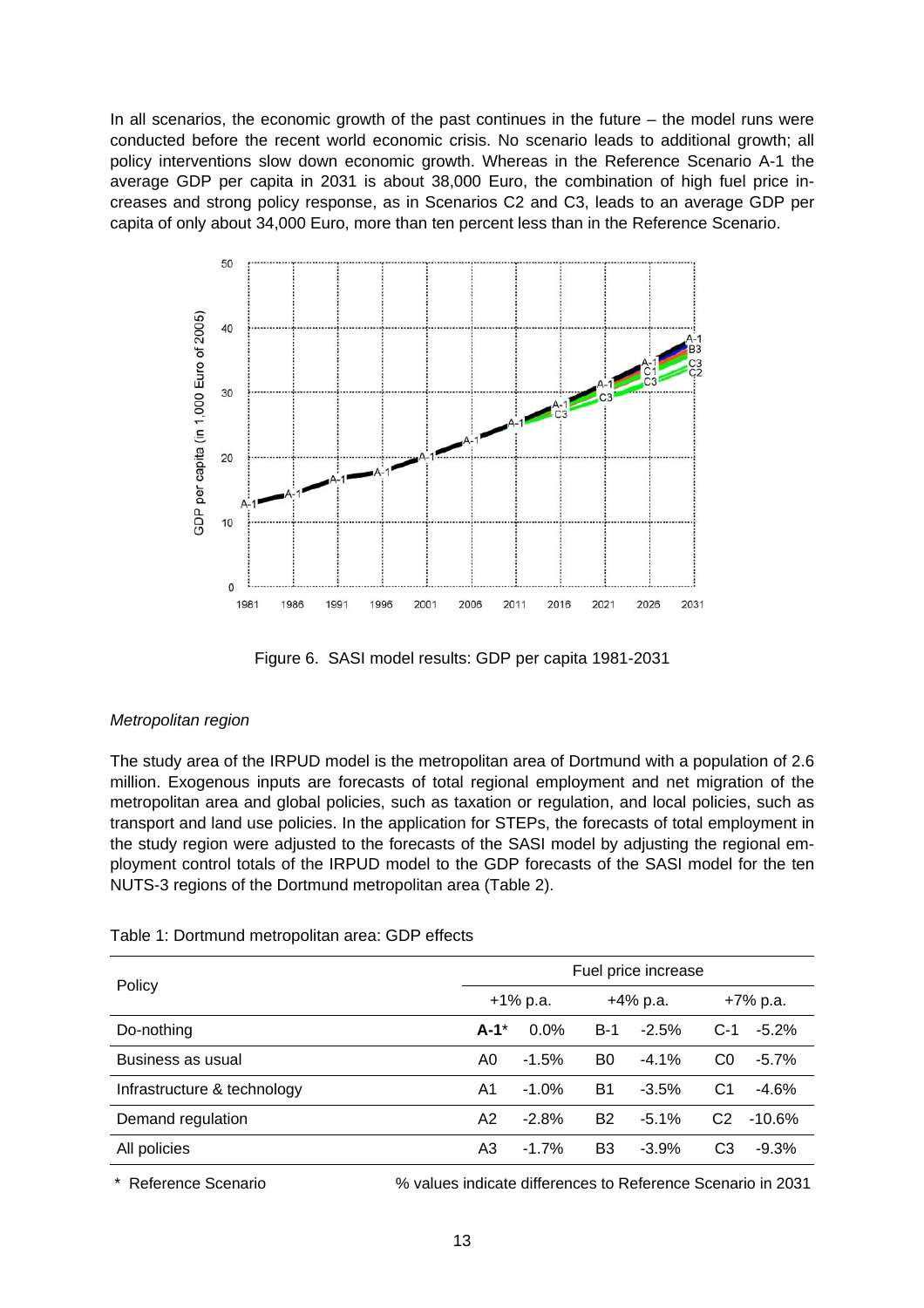In all scenarios, the economic growth of the past continues in the future – the model runs were conducted before the recent world economic crisis. No scenario leads to additional growth; all policy interventions slow down economic growth. Whereas in the Reference Scenario A-1 the average GDP per capita in 2031 is about 38,000 Euro, the combination of high fuel price increases and strong policy response, as in Scenarios C2 and C3, leads to an average GDP per capita of only about 34,000 Euro, more than ten percent less than in the Reference Scenario.

Figure 6. SASI model results: GDP per capita 1981-2031

*Metropolitan region*

The study area of the IRPUD model is the metropolitan area of Dortmund with a population of 2.6 million. Exogenous inputs are forecasts of total regional employment and net migration of the metropolitan area and global policies, such as taxation or regulation, and local policies, such as transport and land use policies. In the application for STEPs, the forecasts of total employment in the study region were adjusted to the forecasts of the SASI model by adjusting the regional employment control totals of the IRPUD model to the GDP forecasts of the SASI model for the ten NUTS-3 regions of the Dortmund metropolitan area (Table 2).

Table 1: Dortmund metropolitan area: GDP effects

| Policy | Fuel price increase | | | | | |
|---|---|---|---|---|---|---|
| | +1% p.a. | | +4% p.a. | | +7% p.a. | |
| Do-nothing | **A-1*** | 0.0% | B-1 | -2.5% | C-1 | -5.2% |
| Business as usual | A0 | -1.5% | B0 | -4.1% | C0 | -5.7% |
| Infrastructure & technology | A1 | -1.0% | B1 | -3.5% | C1 | -4.6% |
| Demand regulation | A2 | -2.8% | B2 | -5.1% | C2 | -10.6% |
| All policies | A3 | -1.7% | B3 | -3.9% | C3 | -9.3% |

\* Reference Scenario

% values indicate differences to Reference Scenario in 2031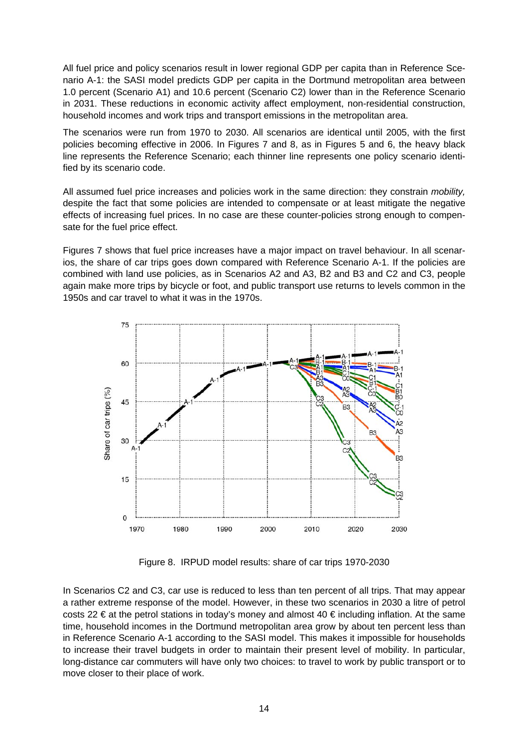All fuel price and policy scenarios result in lower regional GDP per capita than in Reference Scenario A-1: the SASI model predicts GDP per capita in the Dortmund metropolitan area between 1.0 percent (Scenario A1) and 10.6 percent (Scenario C2) lower than in the Reference Scenario in 2031. These reductions in economic activity affect employment, non-residential construction, household incomes and work trips and transport emissions in the metropolitan area.

The scenarios were run from 1970 to 2030. All scenarios are identical until 2005, with the first policies becoming effective in 2006. In Figures 7 and 8, as in Figures 5 and 6, the heavy black line represents the Reference Scenario; each thinner line represents one policy scenario identified by its scenario code.

All assumed fuel price increases and policies work in the same direction: they constrain *mobility,* despite the fact that some policies are intended to compensate or at least mitigate the negative effects of increasing fuel prices. In no case are these counter-policies strong enough to compensate for the fuel price effect.

Figures 7 shows that fuel price increases have a major impact on travel behaviour. In all scenarios, the share of car trips goes down compared with Reference Scenario A-1. If the policies are combined with land use policies, as in Scenarios A2 and A3, B2 and B3 and C2 and C3, people again make more trips by bicycle or foot, and public transport use returns to levels common in the 1950s and car travel to what it was in the 1970s.

Figure 8. IRPUD model results: share of car trips 1970-2030

In Scenarios C2 and C3, car use is reduced to less than ten percent of all trips. That may appear a rather extreme response of the model. However, in these two scenarios in 2030 a litre of petrol costs 22 € at the petrol stations in today's money and almost 40 € including inflation. At the same time, household incomes in the Dortmund metropolitan area grow by about ten percent less than in Reference Scenario A-1 according to the SASI model. This makes it impossible for households to increase their travel budgets in order to maintain their present level of mobility. In particular, long-distance car commuters will have only two choices: to travel to work by public transport or to move closer to their place of work.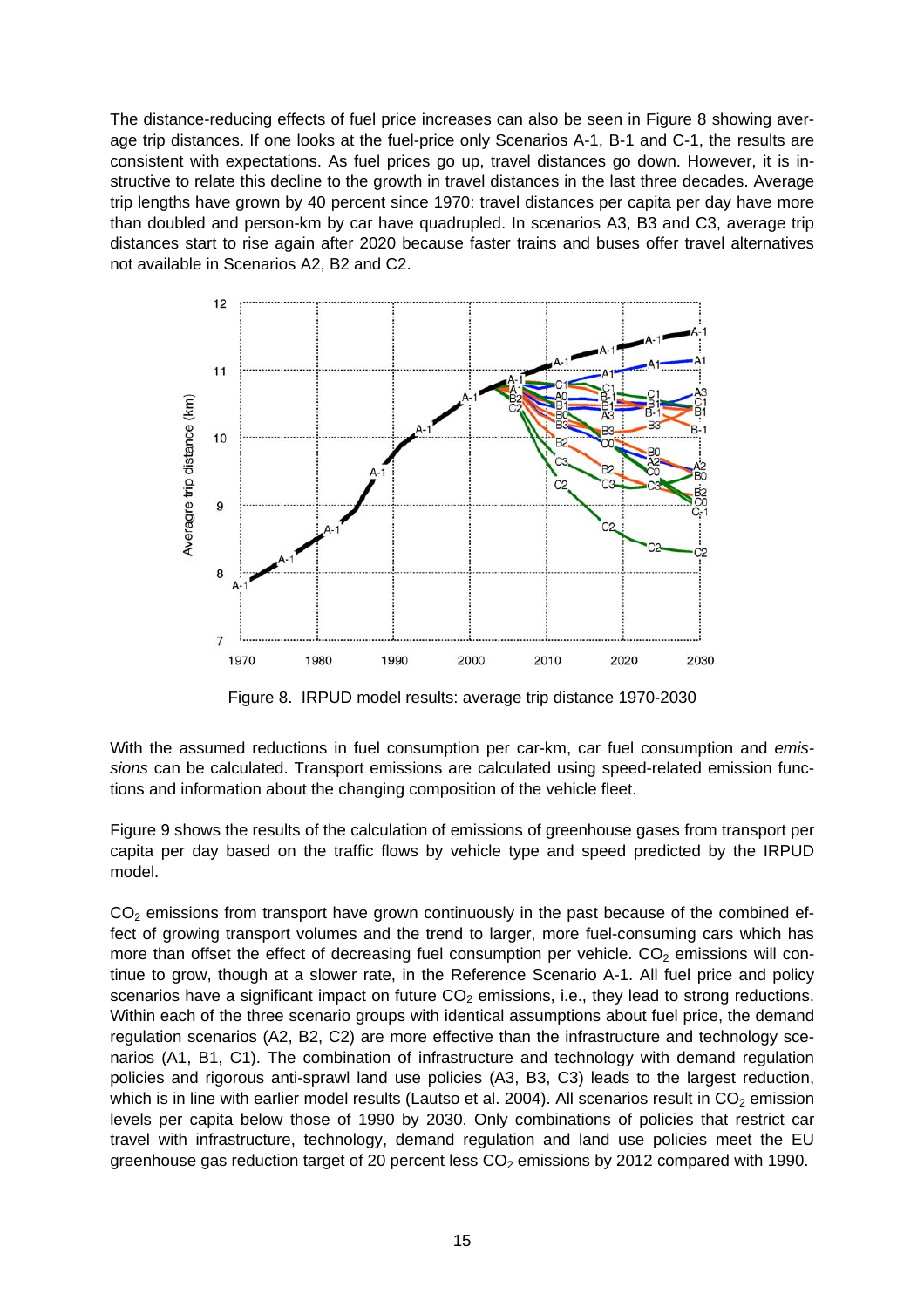The distance-reducing effects of fuel price increases can also be seen in Figure 8 showing average trip distances. If one looks at the fuel-price only Scenarios A-1, B-1 and C-1, the results are consistent with expectations. As fuel prices go up, travel distances go down. However, it is instructive to relate this decline to the growth in travel distances in the last three decades. Average trip lengths have grown by 40 percent since 1970: travel distances per capita per day have more than doubled and person-km by car have quadrupled. In scenarios A3, B3 and C3, average trip distances start to rise again after 2020 because faster trains and buses offer travel alternatives not available in Scenarios A2, B2 and C2.

Figure 8. IRPUD model results: average trip distance 1970-2030

With the assumed reductions in fuel consumption per car-km, car fuel consumption and *emissions* can be calculated. Transport emissions are calculated using speed-related emission functions and information about the changing composition of the vehicle fleet.

Figure 9 shows the results of the calculation of emissions of greenhouse gases from transport per capita per day based on the traffic flows by vehicle type and speed predicted by the IRPUD model.

$CO_2$ emissions from transport have grown continuously in the past because of the combined effect of growing transport volumes and the trend to larger, more fuel-consuming cars which has more than offset the effect of decreasing fuel consumption per vehicle. $CO_2$ emissions will continue to grow, though at a slower rate, in the Reference Scenario A-1. All fuel price and policy scenarios have a significant impact on future $CO_2$ emissions, i.e., they lead to strong reductions. Within each of the three scenario groups with identical assumptions about fuel price, the demand regulation scenarios (A2, B2, C2) are more effective than the infrastructure and technology scenarios (A1, B1, C1). The combination of infrastructure and technology with demand regulation policies and rigorous anti-sprawl land use policies (A3, B3, C3) leads to the largest reduction, which is in line with earlier model results (Lautso et al. 2004). All scenarios result in $CO_2$ emission levels per capita below those of 1990 by 2030. Only combinations of policies that restrict car travel with infrastructure, technology, demand regulation and land use policies meet the EU greenhouse gas reduction target of 20 percent less $CO_2$ emissions by 2012 compared with 1990.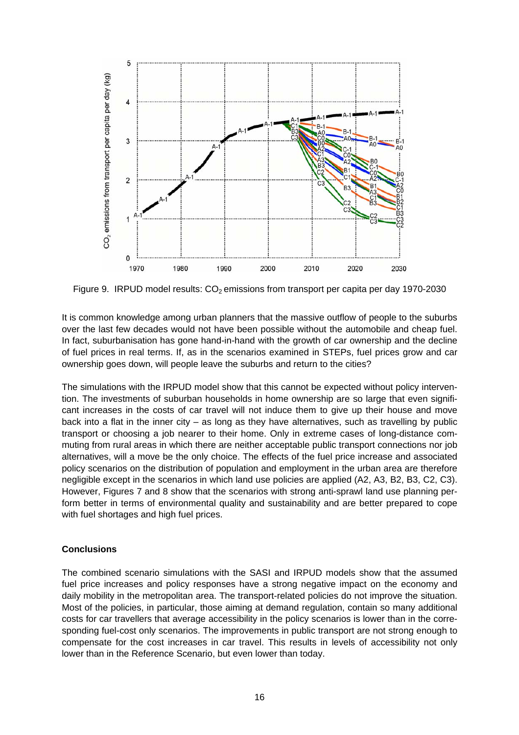Figure 9. IRPUD model results: $CO_2$ emissions from transport per capita per day 1970-2030

It is common knowledge among urban planners that the massive outflow of people to the suburbs over the last few decades would not have been possible without the automobile and cheap fuel. In fact, suburbanisation has gone hand-in-hand with the growth of car ownership and the decline of fuel prices in real terms. If, as in the scenarios examined in STEPs, fuel prices grow and car ownership goes down, will people leave the suburbs and return to the cities?

The simulations with the IRPUD model show that this cannot be expected without policy intervention. The investments of suburban households in home ownership are so large that even significant increases in the costs of car travel will not induce them to give up their house and move back into a flat in the inner city – as long as they have alternatives, such as travelling by public transport or choosing a job nearer to their home. Only in extreme cases of long-distance commuting from rural areas in which there are neither acceptable public transport connections nor job alternatives, will a move be the only choice. The effects of the fuel price increase and associated policy scenarios on the distribution of population and employment in the urban area are therefore negligible except in the scenarios in which land use policies are applied (A2, A3, B2, B3, C2, C3). However, Figures 7 and 8 show that the scenarios with strong anti-sprawl land use planning perform better in terms of environmental quality and sustainability and are better prepared to cope with fuel shortages and high fuel prices.

**Conclusions**

The combined scenario simulations with the SASI and IRPUD models show that the assumed fuel price increases and policy responses have a strong negative impact on the economy and daily mobility in the metropolitan area. The transport-related policies do not improve the situation. Most of the policies, in particular, those aiming at demand regulation, contain so many additional costs for car travellers that average accessibility in the policy scenarios is lower than in the corresponding fuel-cost only scenarios. The improvements in public transport are not strong enough to compensate for the cost increases in car travel. This results in levels of accessibility not only lower than in the Reference Scenario, but even lower than today.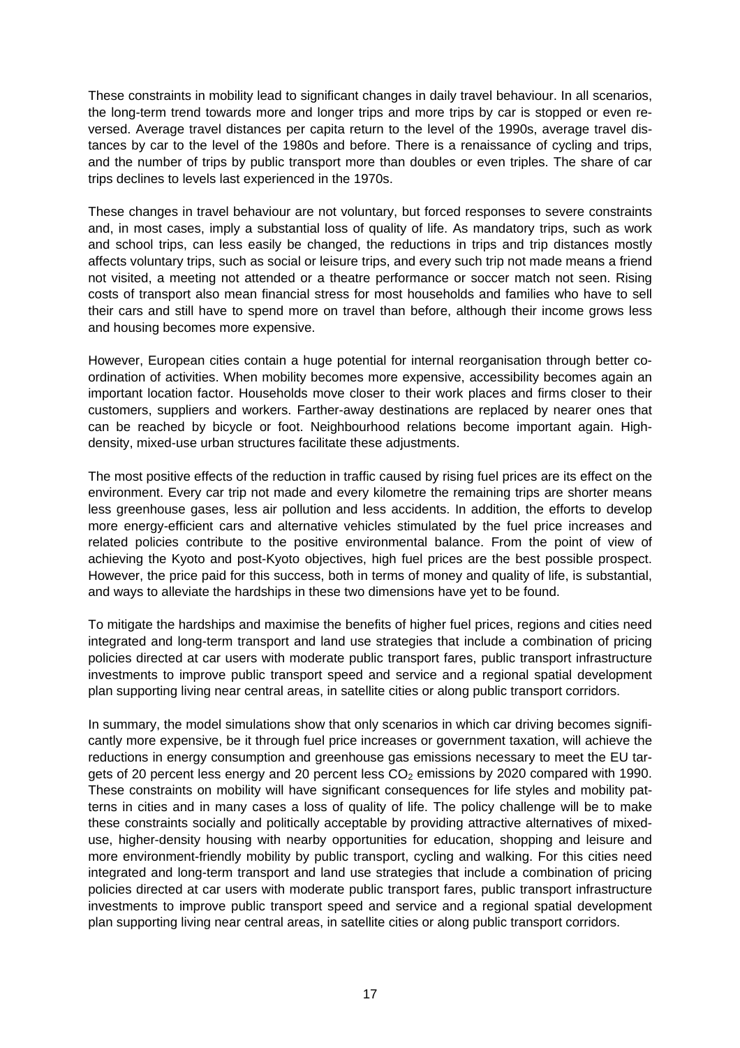These constraints in mobility lead to significant changes in daily travel behaviour. In all scenarios, the long-term trend towards more and longer trips and more trips by car is stopped or even reversed. Average travel distances per capita return to the level of the 1990s, average travel distances by car to the level of the 1980s and before. There is a renaissance of cycling and trips, and the number of trips by public transport more than doubles or even triples. The share of car trips declines to levels last experienced in the 1970s.

These changes in travel behaviour are not voluntary, but forced responses to severe constraints and, in most cases, imply a substantial loss of quality of life. As mandatory trips, such as work and school trips, can less easily be changed, the reductions in trips and trip distances mostly affects voluntary trips, such as social or leisure trips, and every such trip not made means a friend not visited, a meeting not attended or a theatre performance or soccer match not seen. Rising costs of transport also mean financial stress for most households and families who have to sell their cars and still have to spend more on travel than before, although their income grows less and housing becomes more expensive.

However, European cities contain a huge potential for internal reorganisation through better coordination of activities. When mobility becomes more expensive, accessibility becomes again an important location factor. Households move closer to their work places and firms closer to their customers, suppliers and workers. Farther-away destinations are replaced by nearer ones that can be reached by bicycle or foot. Neighbourhood relations become important again. High-density, mixed-use urban structures facilitate these adjustments.

The most positive effects of the reduction in traffic caused by rising fuel prices are its effect on the environment. Every car trip not made and every kilometre the remaining trips are shorter means less greenhouse gases, less air pollution and less accidents. In addition, the efforts to develop more energy-efficient cars and alternative vehicles stimulated by the fuel price increases and related policies contribute to the positive environmental balance. From the point of view of achieving the Kyoto and post-Kyoto objectives, high fuel prices are the best possible prospect. However, the price paid for this success, both in terms of money and quality of life, is substantial, and ways to alleviate the hardships in these two dimensions have yet to be found.

To mitigate the hardships and maximise the benefits of higher fuel prices, regions and cities need integrated and long-term transport and land use strategies that include a combination of pricing policies directed at car users with moderate public transport fares, public transport infrastructure investments to improve public transport speed and service and a regional spatial development plan supporting living near central areas, in satellite cities or along public transport corridors.

In summary, the model simulations show that only scenarios in which car driving becomes significantly more expensive, be it through fuel price increases or government taxation, will achieve the reductions in energy consumption and greenhouse gas emissions necessary to meet the EU targets of 20 percent less energy and 20 percent less $CO_2$ emissions by 2020 compared with 1990. These constraints on mobility will have significant consequences for life styles and mobility patterns in cities and in many cases a loss of quality of life. The policy challenge will be to make these constraints socially and politically acceptable by providing attractive alternatives of mixed-use, higher-density housing with nearby opportunities for education, shopping and leisure and more environment-friendly mobility by public transport, cycling and walking. For this cities need integrated and long-term transport and land use strategies that include a combination of pricing policies directed at car users with moderate public transport fares, public transport infrastructure investments to improve public transport speed and service and a regional spatial development plan supporting living near central areas, in satellite cities or along public transport corridors.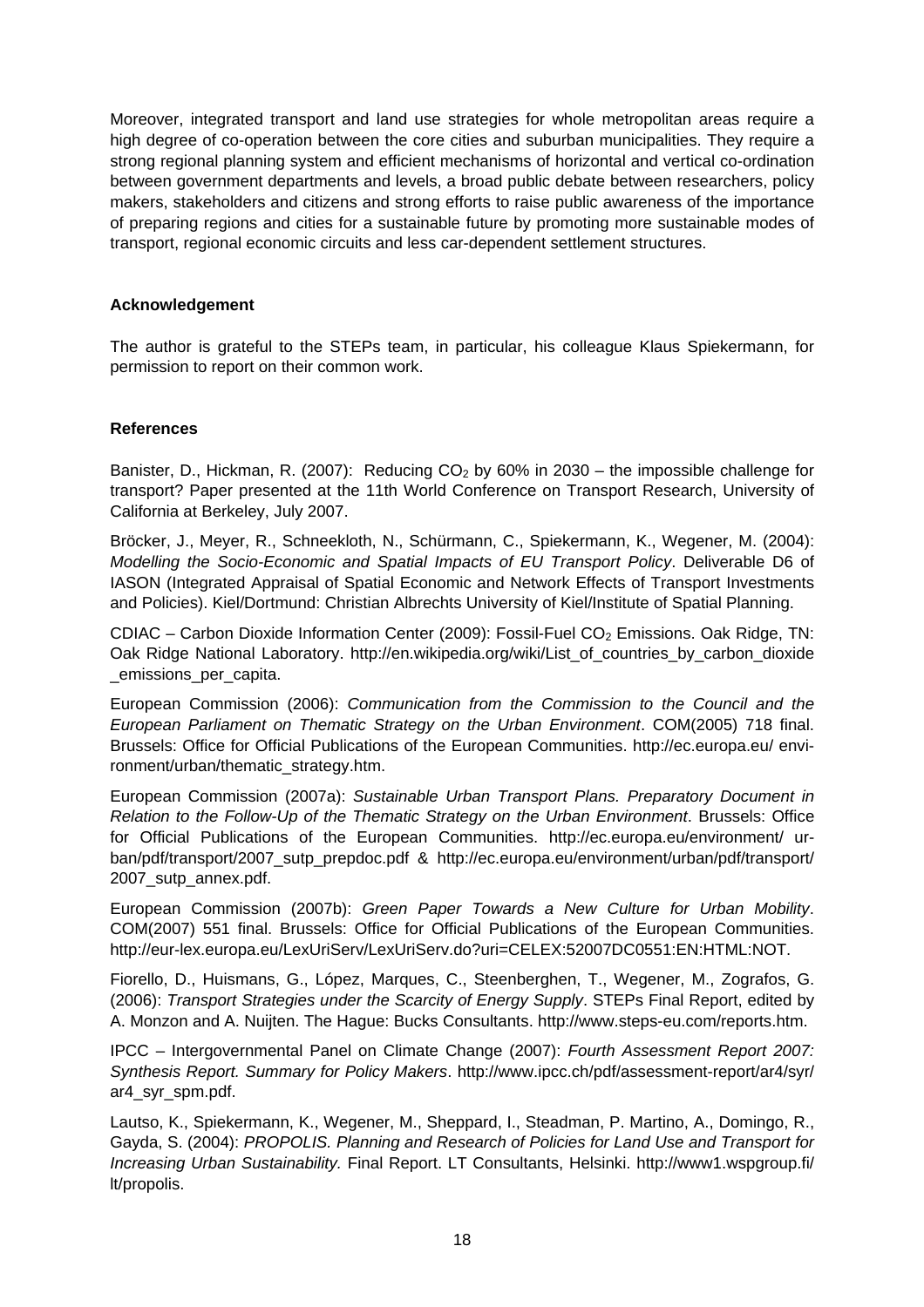Moreover, integrated transport and land use strategies for whole metropolitan areas require a high degree of co-operation between the core cities and suburban municipalities. They require a strong regional planning system and efficient mechanisms of horizontal and vertical co-ordination between government departments and levels, a broad public debate between researchers, policy makers, stakeholders and citizens and strong efforts to raise public awareness of the importance of preparing regions and cities for a sustainable future by promoting more sustainable modes of transport, regional economic circuits and less car-dependent settlement structures.

**Acknowledgement**

The author is grateful to the STEPs team, in particular, his colleague Klaus Spiekermann, for permission to report on their common work.

**References**

Banister, D., Hickman, R. (2007): Reducing $CO_2$ by 60% in 2030 – the impossible challenge for transport? Paper presented at the 11th World Conference on Transport Research, University of California at Berkeley, July 2007.

Bröcker, J., Meyer, R., Schneekloth, N., Schürmann, C., Spiekermann, K., Wegener, M. (2004): *Modelling the Socio-Economic and Spatial Impacts of EU Transport Policy*. Deliverable D6 of IASON (Integrated Appraisal of Spatial Economic and Network Effects of Transport Investments and Policies). Kiel/Dortmund: Christian Albrechts University of Kiel/Institute of Spatial Planning.

CDIAC – Carbon Dioxide Information Center (2009): Fossil-Fuel $CO_2$ Emissions. Oak Ridge, TN: Oak Ridge National Laboratory. http://en.wikipedia.org/wiki/List_of_countries_by_carbon_dioxide_emissions_per_capita.

European Commission (2006): *Communication from the Commission to the Council and the European Parliament on Thematic Strategy on the Urban Environment*. COM(2005) 718 final. Brussels: Office for Official Publications of the European Communities. http://ec.europa.eu/environment/urban/thematic_strategy.htm.

European Commission (2007a): *Sustainable Urban Transport Plans. Preparatory Document in Relation to the Follow-Up of the Thematic Strategy on the Urban Environment*. Brussels: Office for Official Publications of the European Communities. http://ec.europa.eu/environment/urban/pdf/transport/2007_sutp_prepdoc.pdf & http://ec.europa.eu/environment/urban/pdf/transport/2007_sutp_annex.pdf.

European Commission (2007b): *Green Paper Towards a New Culture for Urban Mobility*. COM(2007) 551 final. Brussels: Office for Official Publications of the European Communities. http://eur-lex.europa.eu/LexUriServ/LexUriServ.do?uri=CELEX:52007DC0551:EN:HTML:NOT.

Fiorello, D., Huismans, G., López, Marques, C., Steenberghen, T., Wegener, M., Zografos, G. (2006): *Transport Strategies under the Scarcity of Energy Supply*. STEPs Final Report, edited by A. Monzon and A. Nuijten. The Hague: Bucks Consultants. http://www.steps-eu.com/reports.htm.

IPCC – Intergovernmental Panel on Climate Change (2007): *Fourth Assessment Report 2007: Synthesis Report. Summary for Policy Makers*. http://www.ipcc.ch/pdf/assessment-report/ar4/syr/ar4_syr_spm.pdf.

Lautso, K., Spiekermann, K., Wegener, M., Sheppard, I., Steadman, P. Martino, A., Domingo, R., Gayda, S. (2004): *PROPOLIS. Planning and Research of Policies for Land Use and Transport for Increasing Urban Sustainability.* Final Report. LT Consultants, Helsinki. http://www1.wspgroup.fi/lt/propolis.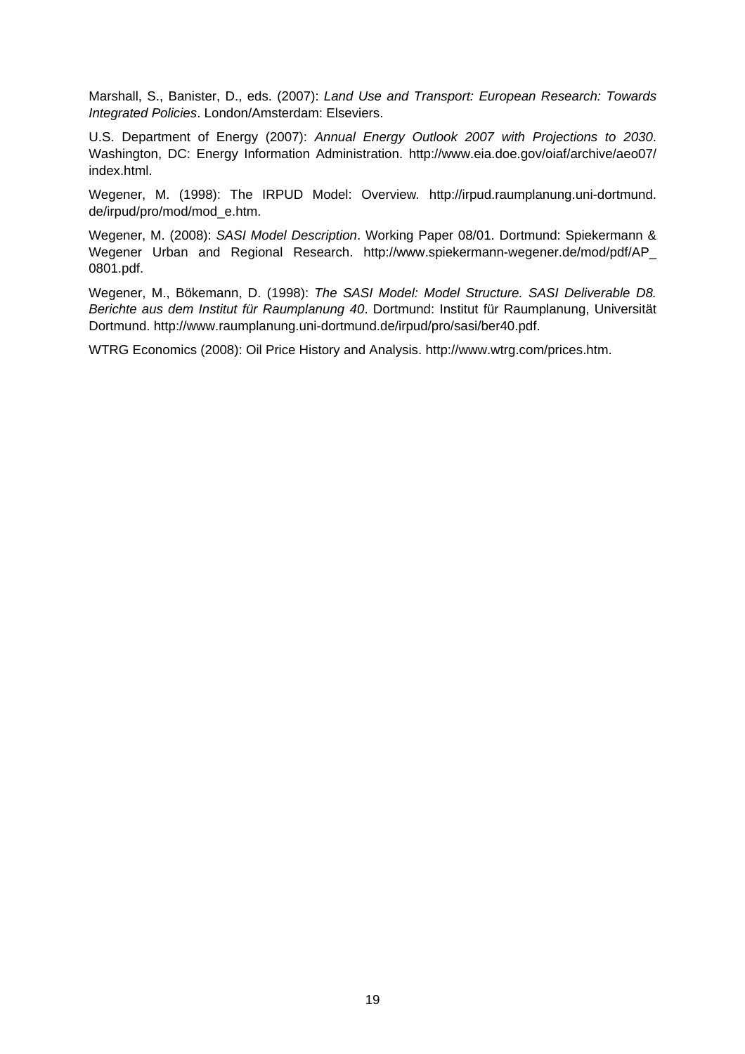Marshall, S., Banister, D., eds. (2007): *Land Use and Transport: European Research: Towards Integrated Policies*. London/Amsterdam: Elseviers.

U.S. Department of Energy (2007): *Annual Energy Outlook 2007 with Projections to 2030*. Washington, DC: Energy Information Administration. http://www.eia.doe.gov/oiaf/archive/aeo07/index.html.

Wegener, M. (1998): The IRPUD Model: Overview. http://irpud.raumplanung.uni-dortmund.de/irpud/pro/mod/mod_e.htm.

Wegener, M. (2008): *SASI Model Description*. Working Paper 08/01. Dortmund: Spiekermann & Wegener Urban and Regional Research. http://www.spiekermann-wegener.de/mod/pdf/AP_0801.pdf.

Wegener, M., Bökemann, D. (1998): *The SASI Model: Model Structure. SASI Deliverable D8. Berichte aus dem Institut für Raumplanung 40*. Dortmund: Institut für Raumplanung, Universität Dortmund. http://www.raumplanung.uni-dortmund.de/irpud/pro/sasi/ber40.pdf.

WTRG Economics (2008): Oil Price History and Analysis. http://www.wtrg.com/prices.htm.